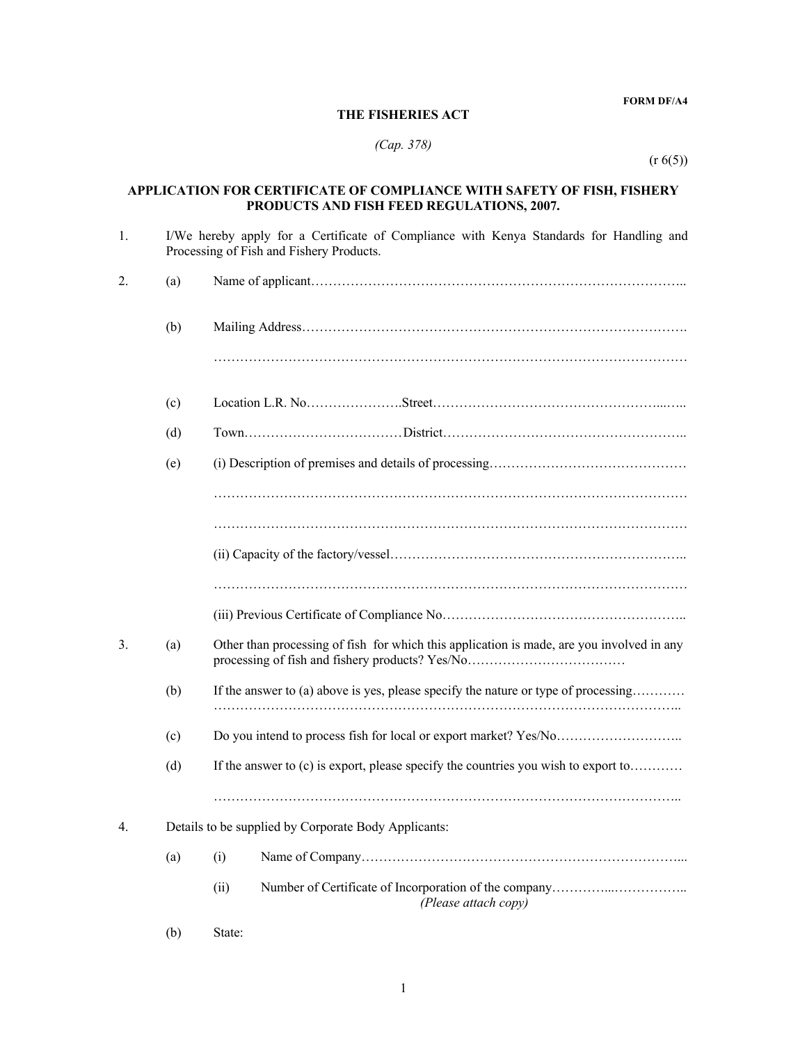**FORM DF/A4**

**THE FISHERIES ACT**

*(Cap. 378)*

(r 6(5))

## APPLICATION FOR CERTIFICATE OF COMPLIANCE WITH SAFETY OF FISH, FISHERY PRODUCTS AND FISH FEED REGULATIONS, 2007.

1. I/We hereby apply for a Certificate of Compliance with Kenya Standards for Handling and Processing of Fish and Fishery Products.

2. (a) Name of applicant…………………………………………………………………………..

   (b) Mailing Address…………………………………………………………………………….
   ………………………………………………………………………………………………

   (c) Location L.R. No………………….Street…………………………………………...…..

   (d) Town………………………………District………………………………………………..

   (e) (i) Description of premises and details of processing………………………………………
   ………………………………………………………………………………………………
   ………………………………………………………………………………………………

   (ii) Capacity of the factory/vessel…………………………………………………………..
   ………………………………………………………………………………………………

   (iii) Previous Certificate of Compliance No……………………………………………..

3. (a) Other than processing of fish for which this application is made, are you involved in any processing of fish and fishery products? Yes/No………………………………

   (b) If the answer to (a) above is yes, please specify the nature or type of processing…………
   ……………………………………………………………………………………………..

   (c) Do you intend to process fish for local or export market? Yes/No………………………..

   (d) If the answer to (c) is export, please specify the countries you wish to export to…………
   ……………………………………………………………………………………………..

4. Details to be supplied by Corporate Body Applicants:

   (a) (i) Name of Company…………………………………………………………………...

   (ii) Number of Certificate of Incorporation of the company…………...……………..
   *(Please attach copy)*

   (b) State: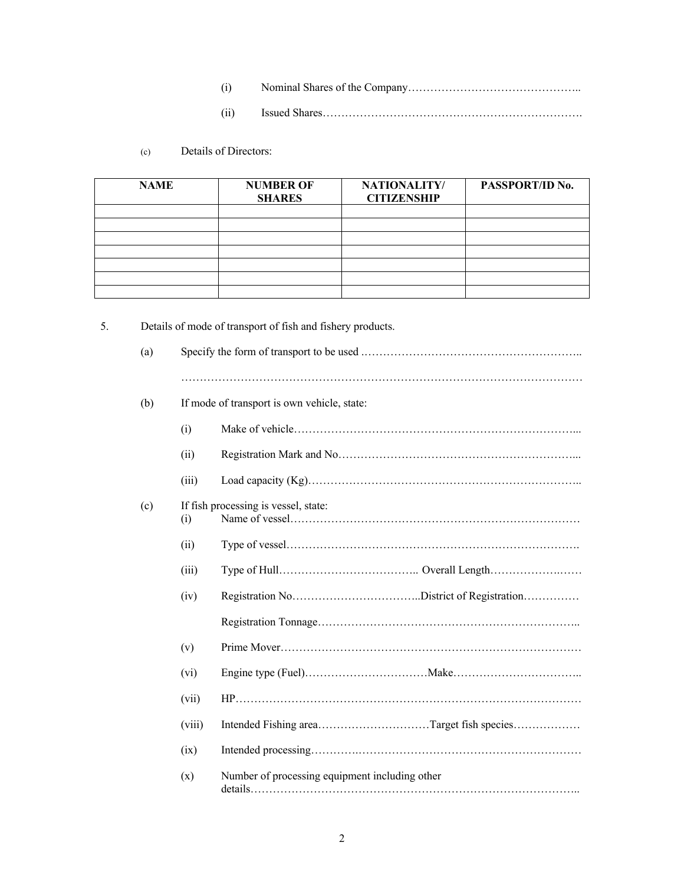(i) Nominal Shares of the Company………………………………………..

(ii) Issued Shares…………………………………………………………….

(c) Details of Directors:

| NAME | NUMBER OF SHARES | NATIONALITY/ CITIZENSHIP | PASSPORT/ID No. |
|---|---|---|---|
| | | | |
| | | | |
| | | | |
| | | | |
| | | | |
| | | | |
| | | | |

5. Details of mode of transport of fish and fishery products.

(a) Specify the form of transport to be used .…………………………………………………..

…………………………………………………………………………………………………

(b) If mode of transport is own vehicle, state:

(i) Make of vehicle…………………………………………………………………...

(ii) Registration Mark and No………………………………………………………...

(iii) Load capacity (Kg)………………………………………………………………..

(c) If fish processing is vessel, state:

(i) Name of vessel……………………………………………………………………

(ii) Type of vessel…………………………………………………………………….

(iii) Type of Hull……………………………….. Overall Length………………….……

(iv) Registration No……………………………..District of Registration……………

Registration Tonnage……………………………………………………………..

(v) Prime Mover………………………………………………………………………

(vi) Engine type (Fuel)……………………………Make……………………………..

(vii) HP…………………………………………………………………………………

(viii) Intended Fishing area…………………………Target fish species………………

(ix) Intended processing………….……………………………………………………

(x) Number of processing equipment including other details……………………………………………………………………………..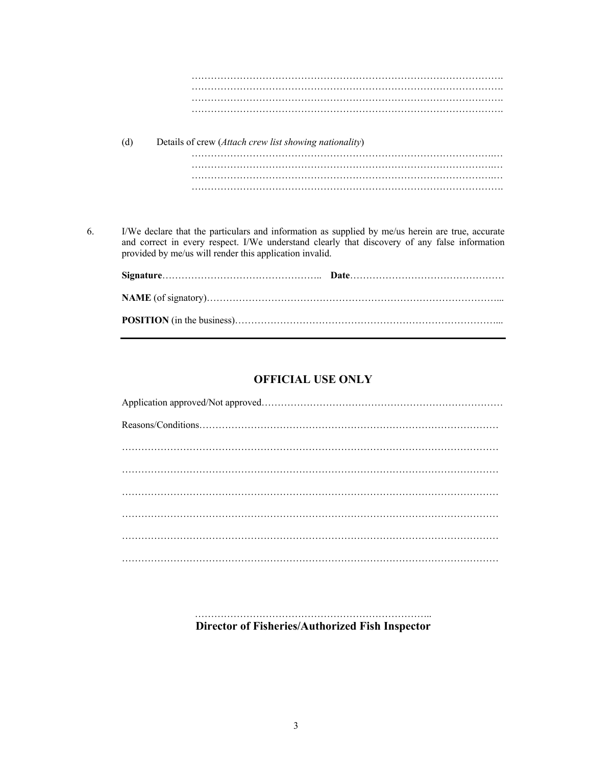…………………………………………………………………………………….
…………………………………………………………………………………….
…………………………………………………………………………………….
…………………………………………………………………………………….

(d) Details of crew (*Attach crew list showing nationality*)

…………………………………………………………………………………….
…………………………………………………………………………………….
…………………………………………………………………………………….
…………………………………………………………………………………….

6. I/We declare that the particulars and information as supplied by me/us herein are true, accurate and correct in every respect. I/We understand clearly that discovery of any false information provided by me/us will render this application invalid.

**Signature**…………………………………………….. **Date**…………………………………………

**NAME** (of signatory)………………………………………………………………………………...

**POSITION** (in the business)………………………………………………………………………...

---

## OFFICIAL USE ONLY

Application approved/Not approved…………………………………………………………………

Reasons/Conditions…………………………………………………………………………………

…………………………………………………………………………………………………………

…………………………………………………………………………………………………………

…………………………………………………………………………………………………………

…………………………………………………………………………………………………………

…………………………………………………………………………………………………………

…………………………………………………………………………………………………………

………………………………………………………………..

**Director of Fisheries/Authorized Fish Inspector**